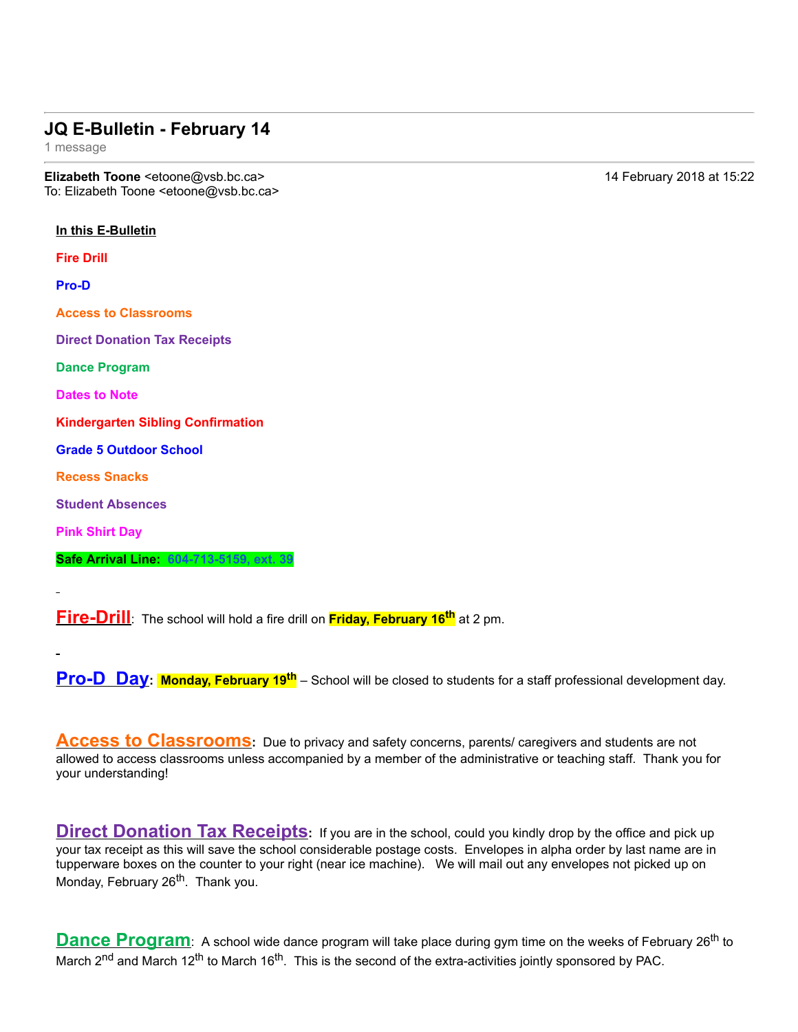# JQ E-Bulletin - February 14

1 message

**Elizabeth Toone** <etoone@vsb.bc.ca>  
To: Elizabeth Toone <etoone@vsb.bc.ca>

14 February 2018 at 15:22

**In this E-Bulletin**

**Fire Drill**

**Pro-D**

**Access to Classrooms**

**Direct Donation Tax Receipts**

**Dance Program**

**Dates to Note**

**Kindergarten Sibling Confirmation**

**Grade 5 Outdoor School**

**Recess Snacks**

**Student Absences**

**Pink Shirt Day**

**Safe Arrival Line: 604-713-5159, ext. 39**

**Fire-Drill**: The school will hold a fire drill on **Friday, February 16th** at 2 pm.

**Pro-D Day**: **Monday, February 19th** – School will be closed to students for a staff professional development day.

**Access to Classrooms**: Due to privacy and safety concerns, parents/ caregivers and students are not allowed to access classrooms unless accompanied by a member of the administrative or teaching staff. Thank you for your understanding!

**Direct Donation Tax Receipts**: If you are in the school, could you kindly drop by the office and pick up your tax receipt as this will save the school considerable postage costs. Envelopes in alpha order by last name are in tupperware boxes on the counter to your right (near ice machine). We will mail out any envelopes not picked up on Monday, February 26th. Thank you.

**Dance Program**: A school wide dance program will take place during gym time on the weeks of February 26th to March 2nd and March 12th to March 16th. This is the second of the extra-activities jointly sponsored by PAC.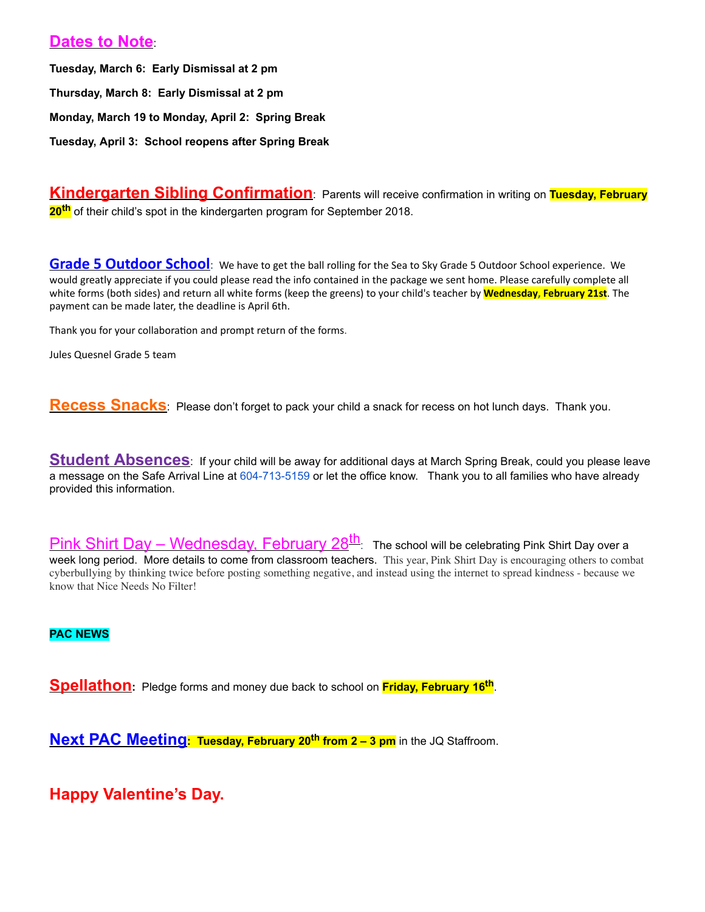## Dates to Note:

**Tuesday, March 6: Early Dismissal at 2 pm**

**Thursday, March 8: Early Dismissal at 2 pm**

**Monday, March 19 to Monday, April 2: Spring Break**

**Tuesday, April 3: School reopens after Spring Break**

**Kindergarten Sibling Confirmation**: Parents will receive confirmation in writing on **Tuesday, February 20th** of their child's spot in the kindergarten program for September 2018.

**Grade 5 Outdoor School**: We have to get the ball rolling for the Sea to Sky Grade 5 Outdoor School experience. We would greatly appreciate if you could please read the info contained in the package we sent home. Please carefully complete all white forms (both sides) and return all white forms (keep the greens) to your child's teacher by **Wednesday, February 21st**. The payment can be made later, the deadline is April 6th.

Thank you for your collaboration and prompt return of the forms.

Jules Quesnel Grade 5 team

**Recess Snacks**: Please don't forget to pack your child a snack for recess on hot lunch days. Thank you.

**Student Absences**: If your child will be away for additional days at March Spring Break, could you please leave a message on the Safe Arrival Line at 604-713-5159 or let the office know. Thank you to all families who have already provided this information.

**Pink Shirt Day – Wednesday, February 28th**: The school will be celebrating Pink Shirt Day over a week long period. More details to come from classroom teachers. This year, Pink Shirt Day is encouraging others to combat cyberbullying by thinking twice before posting something negative, and instead using the internet to spread kindness - because we know that Nice Needs No Filter!

**PAC NEWS**

**Spellathon**: Pledge forms and money due back to school on **Friday, February 16th**.

**Next PAC Meeting**: **Tuesday, February 20th from 2 – 3 pm** in the JQ Staffroom.

**Happy Valentine's Day.**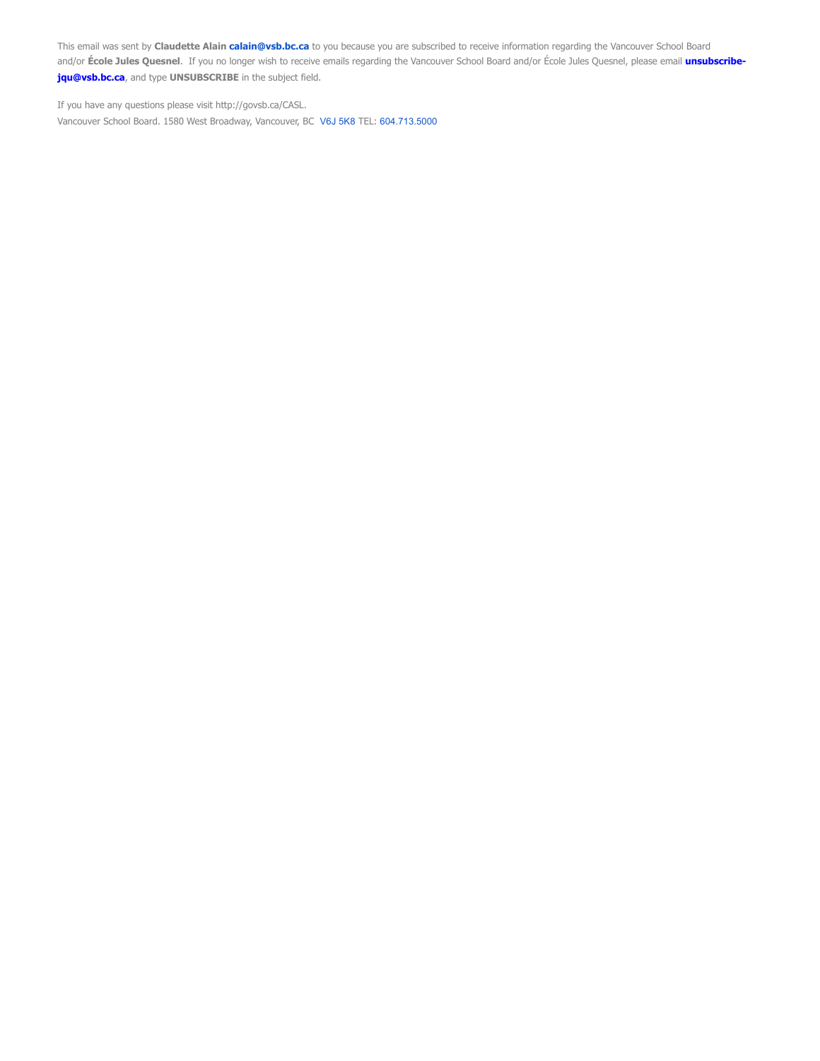This email was sent by **Claudette Alain** **calain@vsb.bc.ca** to you because you are subscribed to receive information regarding the Vancouver School Board and/or **École Jules Quesnel**. If you no longer wish to receive emails regarding the Vancouver School Board and/or École Jules Quesnel, please email **unsubscribe-jqu@vsb.bc.ca**, and type **UNSUBSCRIBE** in the subject field.

If you have any questions please visit http://govsb.ca/CASL.
Vancouver School Board. 1580 West Broadway, Vancouver, BC V6J 5K8 TEL: 604.713.5000